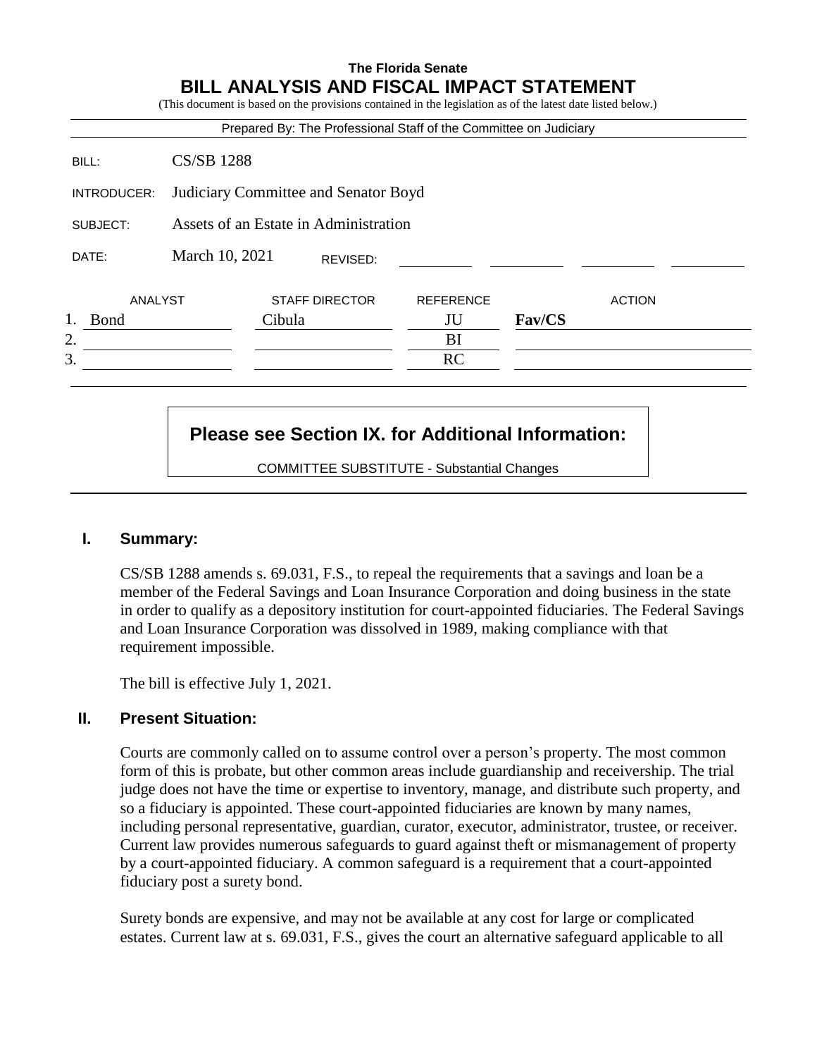**The Florida Senate**

# BILL ANALYSIS AND FISCAL IMPACT STATEMENT

(This document is based on the provisions contained in the legislation as of the latest date listed below.)

Prepared By: The Professional Staff of the Committee on Judiciary

| | |
|---|---|
| BILL: | CS/SB 1288 |
| INTRODUCER: | Judiciary Committee and Senator Boyd |
| SUBJECT: | Assets of an Estate in Administration |
| DATE: | March 10, 2021 REVISED: |

| | ANALYST | STAFF DIRECTOR | REFERENCE | ACTION |
|---|---|---|---|---|
| 1. | Bond | Cibula | JU | **Fav/CS** |
| 2. | | | BI | |
| 3. | | | RC | |

**Please see Section IX. for Additional Information:**

COMMITTEE SUBSTITUTE - Substantial Changes

## I. Summary:

CS/SB 1288 amends s. 69.031, F.S., to repeal the requirements that a savings and loan be a member of the Federal Savings and Loan Insurance Corporation and doing business in the state in order to qualify as a depository institution for court-appointed fiduciaries. The Federal Savings and Loan Insurance Corporation was dissolved in 1989, making compliance with that requirement impossible.

The bill is effective July 1, 2021.

## II. Present Situation:

Courts are commonly called on to assume control over a person's property. The most common form of this is probate, but other common areas include guardianship and receivership. The trial judge does not have the time or expertise to inventory, manage, and distribute such property, and so a fiduciary is appointed. These court-appointed fiduciaries are known by many names, including personal representative, guardian, curator, executor, administrator, trustee, or receiver. Current law provides numerous safeguards to guard against theft or mismanagement of property by a court-appointed fiduciary. A common safeguard is a requirement that a court-appointed fiduciary post a surety bond.

Surety bonds are expensive, and may not be available at any cost for large or complicated estates. Current law at s. 69.031, F.S., gives the court an alternative safeguard applicable to all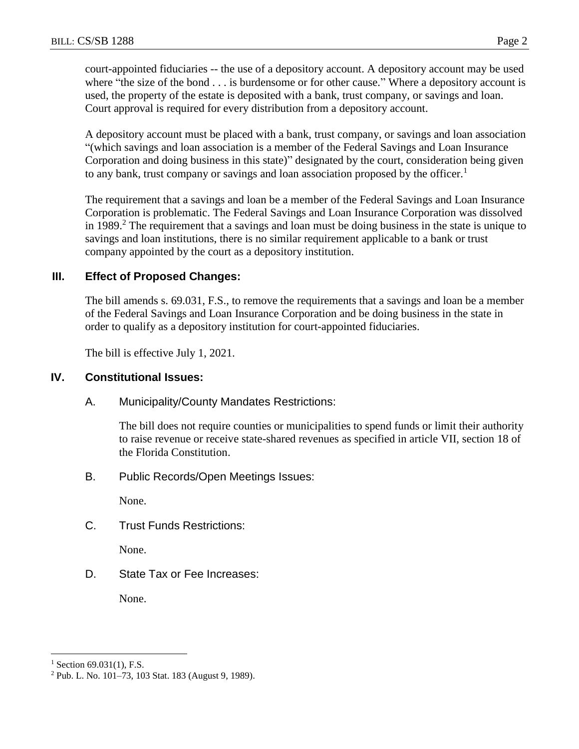court-appointed fiduciaries -- the use of a depository account. A depository account may be used where "the size of the bond . . . is burdensome or for other cause." Where a depository account is used, the property of the estate is deposited with a bank, trust company, or savings and loan. Court approval is required for every distribution from a depository account.

A depository account must be placed with a bank, trust company, or savings and loan association "(which savings and loan association is a member of the Federal Savings and Loan Insurance Corporation and doing business in this state)" designated by the court, consideration being given to any bank, trust company or savings and loan association proposed by the officer.[1]

The requirement that a savings and loan be a member of the Federal Savings and Loan Insurance Corporation is problematic. The Federal Savings and Loan Insurance Corporation was dissolved in 1989.[2] The requirement that a savings and loan must be doing business in the state is unique to savings and loan institutions, there is no similar requirement applicable to a bank or trust company appointed by the court as a depository institution.

## III. Effect of Proposed Changes:

The bill amends s. 69.031, F.S., to remove the requirements that a savings and loan be a member of the Federal Savings and Loan Insurance Corporation and be doing business in the state in order to qualify as a depository institution for court-appointed fiduciaries.

The bill is effective July 1, 2021.

## IV. Constitutional Issues:

### A. Municipality/County Mandates Restrictions:

The bill does not require counties or municipalities to spend funds or limit their authority to raise revenue or receive state-shared revenues as specified in article VII, section 18 of the Florida Constitution.

### B. Public Records/Open Meetings Issues:

None.

### C. Trust Funds Restrictions:

None.

### D. State Tax or Fee Increases:

None.

---

[1] Section 69.031(1), F.S.

[2] Pub. L. No. 101–73, 103 Stat. 183 (August 9, 1989).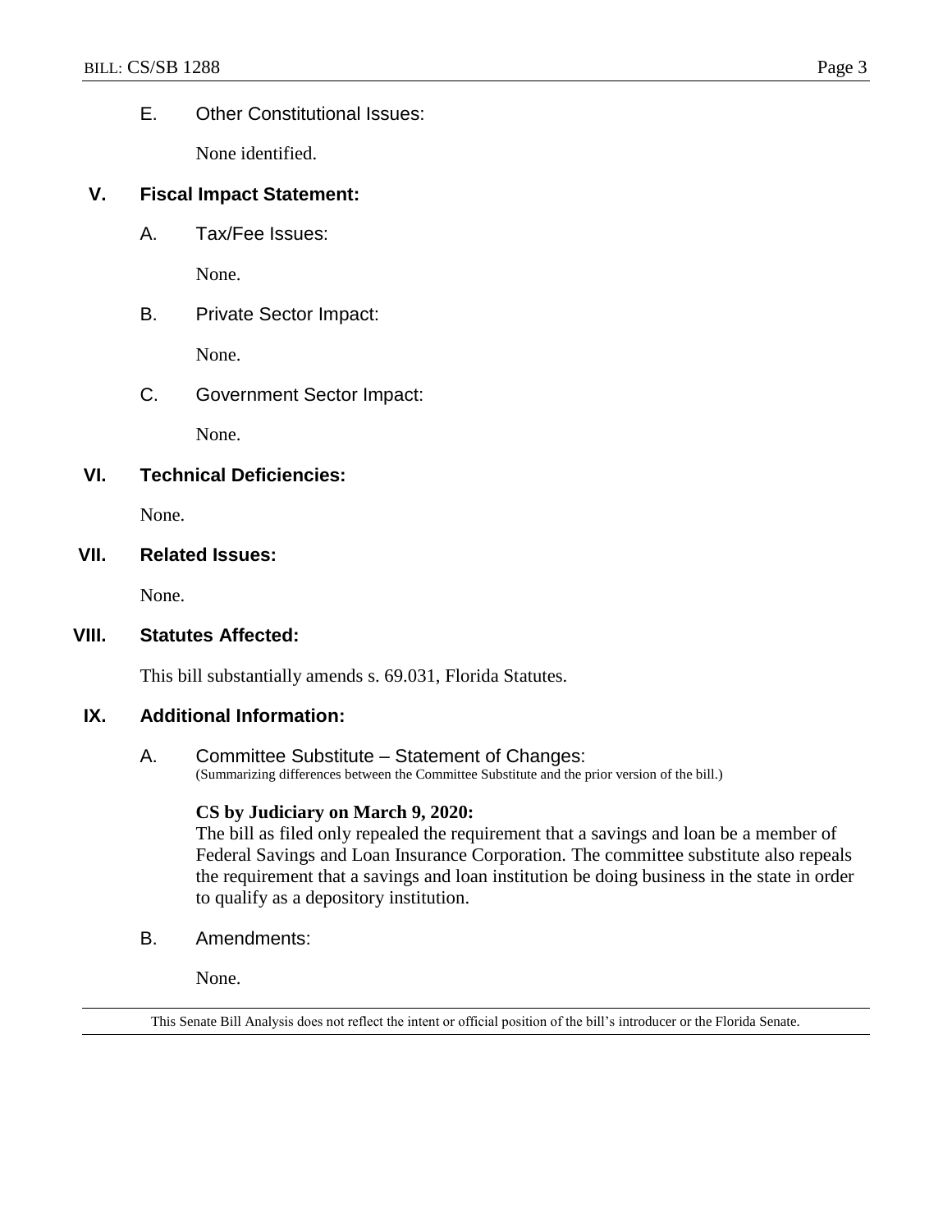E. Other Constitutional Issues:

None identified.

## V. Fiscal Impact Statement:

A. Tax/Fee Issues:

None.

B. Private Sector Impact:

None.

C. Government Sector Impact:

None.

## VI. Technical Deficiencies:

None.

## VII. Related Issues:

None.

## VIII. Statutes Affected:

This bill substantially amends s. 69.031, Florida Statutes.

## IX. Additional Information:

A. Committee Substitute – Statement of Changes:
(Summarizing differences between the Committee Substitute and the prior version of the bill.)

**CS by Judiciary on March 9, 2020:**
The bill as filed only repealed the requirement that a savings and loan be a member of Federal Savings and Loan Insurance Corporation. The committee substitute also repeals the requirement that a savings and loan institution be doing business in the state in order to qualify as a depository institution.

B. Amendments:

None.

This Senate Bill Analysis does not reflect the intent or official position of the bill's introducer or the Florida Senate.